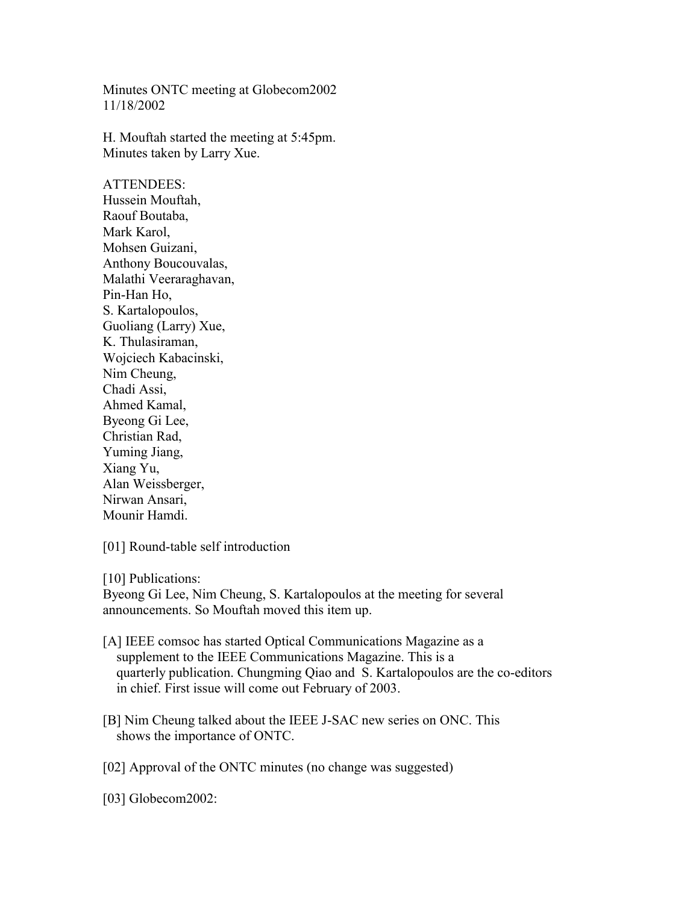Minutes ONTC meeting at Globecom2002
11/18/2002

H. Mouftah started the meeting at 5:45pm.
Minutes taken by Larry Xue.

ATTENDEES:
Hussein Mouftah,
Raouf Boutaba,
Mark Karol,
Mohsen Guizani,
Anthony Boucouvalas,
Malathi Veeraraghavan,
Pin-Han Ho,
S. Kartalopoulos,
Guoliang (Larry) Xue,
K. Thulasiraman,
Wojciech Kabacinski,
Nim Cheung,
Chadi Assi,
Ahmed Kamal,
Byeong Gi Lee,
Christian Rad,
Yuming Jiang,
Xiang Yu,
Alan Weissberger,
Nirwan Ansari,
Mounir Hamdi.

[01] Round-table self introduction

[10] Publications:
Byeong Gi Lee, Nim Cheung, S. Kartalopoulos at the meeting for several announcements. So Mouftah moved this item up.

[A] IEEE comsoc has started Optical Communications Magazine as a supplement to the IEEE Communications Magazine. This is a quarterly publication. Chungming Qiao and S. Kartalopoulos are the co-editors in chief. First issue will come out February of 2003.

[B] Nim Cheung talked about the IEEE J-SAC new series on ONC. This shows the importance of ONTC.

[02] Approval of the ONTC minutes (no change was suggested)

[03] Globecom2002: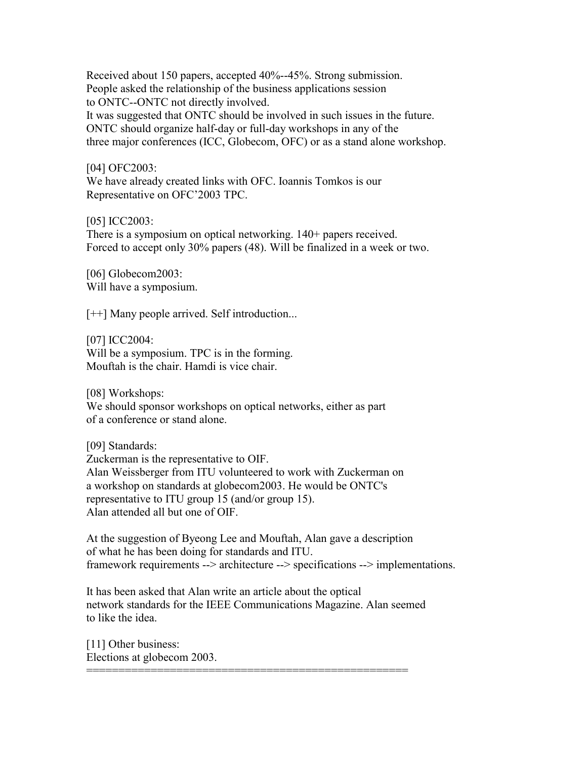Received about 150 papers, accepted 40%--45%. Strong submission.
People asked the relationship of the business applications session
to ONTC--ONTC not directly involved.
It was suggested that ONTC should be involved in such issues in the future.
ONTC should organize half-day or full-day workshops in any of the
three major conferences (ICC, Globecom, OFC) or as a stand alone workshop.

[04] OFC2003:
We have already created links with OFC. Ioannis Tomkos is our
Representative on OFC'2003 TPC.

[05] ICC2003:
There is a symposium on optical networking. 140+ papers received.
Forced to accept only 30% papers (48). Will be finalized in a week or two.

[06] Globecom2003:
Will have a symposium.

[++] Many people arrived. Self introduction...

[07] ICC2004:
Will be a symposium. TPC is in the forming.
Mouftah is the chair. Hamdi is vice chair.

[08] Workshops:
We should sponsor workshops on optical networks, either as part
of a conference or stand alone.

[09] Standards:
Zuckerman is the representative to OIF.
Alan Weissberger from ITU volunteered to work with Zuckerman on
a workshop on standards at globecom2003. He would be ONTC's
representative to ITU group 15 (and/or group 15).
Alan attended all but one of OIF.

At the suggestion of Byeong Lee and Mouftah, Alan gave a description
of what he has been doing for standards and ITU.
framework requirements --> architecture --> specifications --> implementations.

It has been asked that Alan write an article about the optical
network standards for the IEEE Communications Magazine. Alan seemed
to like the idea.

[11] Other business:
Elections at globecom 2003.
==================================================